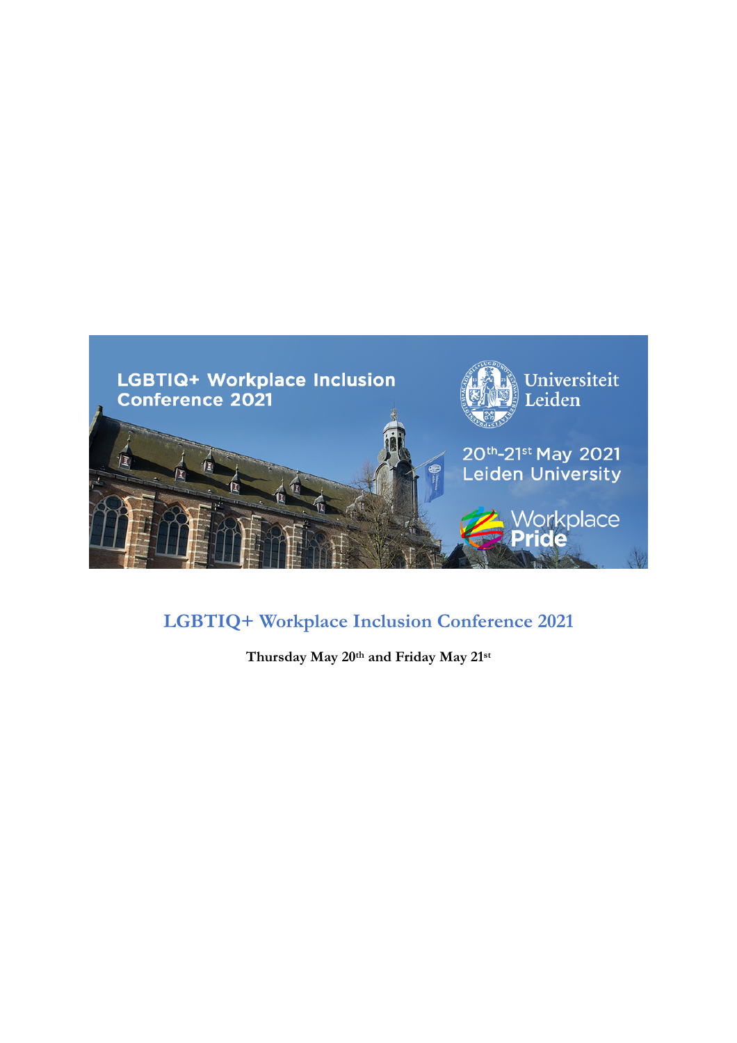# LGBTIQ+ Workplace Inclusion Conference 2021

**Thursday May 20th and Friday May 21st**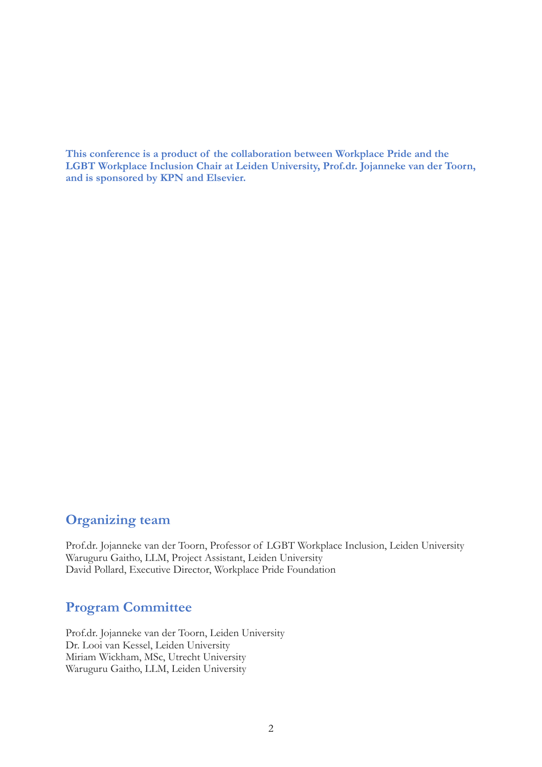**This conference is a product of the collaboration between Workplace Pride and the LGBT Workplace Inclusion Chair at Leiden University, Prof.dr. Jojanneke van der Toorn, and is sponsored by KPN and Elsevier.**

## Organizing team

Prof.dr. Jojanneke van der Toorn, Professor of LGBT Workplace Inclusion, Leiden University
Waruguru Gaitho, LLM, Project Assistant, Leiden University
David Pollard, Executive Director, Workplace Pride Foundation

## Program Committee

Prof.dr. Jojanneke van der Toorn, Leiden University
Dr. Looi van Kessel, Leiden University
Miriam Wickham, MSc, Utrecht University
Waruguru Gaitho, LLM, Leiden University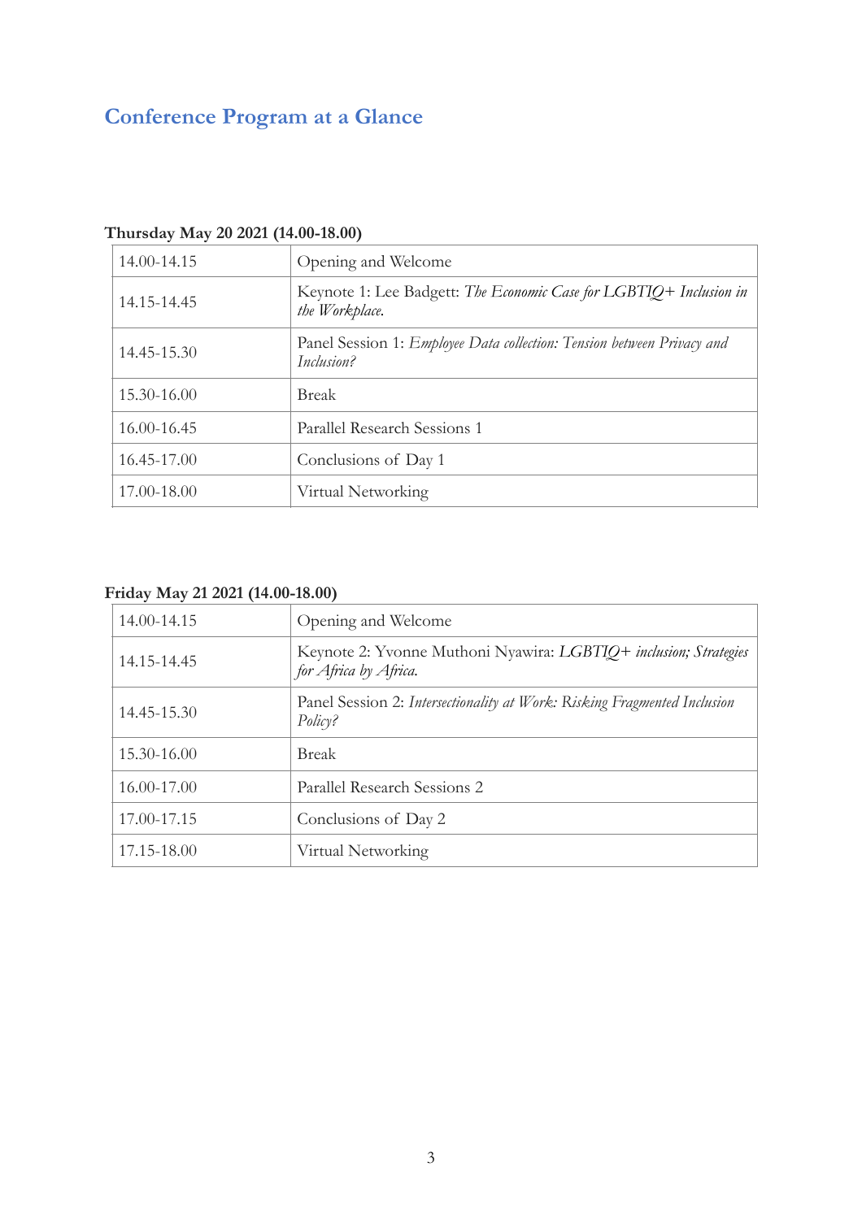## Conference Program at a Glance

**Thursday May 20 2021 (14.00-18.00)**

| | |
|---|---|
| 14.00-14.15 | Opening and Welcome |
| 14.15-14.45 | Keynote 1: Lee Badgett: *The Economic Case for LGBTIQ+ Inclusion in the Workplace.* |
| 14.45-15.30 | Panel Session 1: *Employee Data collection: Tension between Privacy and Inclusion?* |
| 15.30-16.00 | Break |
| 16.00-16.45 | Parallel Research Sessions 1 |
| 16.45-17.00 | Conclusions of Day 1 |
| 17.00-18.00 | Virtual Networking |

**Friday May 21 2021 (14.00-18.00)**

| | |
|---|---|
| 14.00-14.15 | Opening and Welcome |
| 14.15-14.45 | Keynote 2: Yvonne Muthoni Nyawira: *LGBTIQ+ inclusion; Strategies for Africa by Africa.* |
| 14.45-15.30 | Panel Session 2: *Intersectionality at Work: Risking Fragmented Inclusion Policy?* |
| 15.30-16.00 | Break |
| 16.00-17.00 | Parallel Research Sessions 2 |
| 17.00-17.15 | Conclusions of Day 2 |
| 17.15-18.00 | Virtual Networking |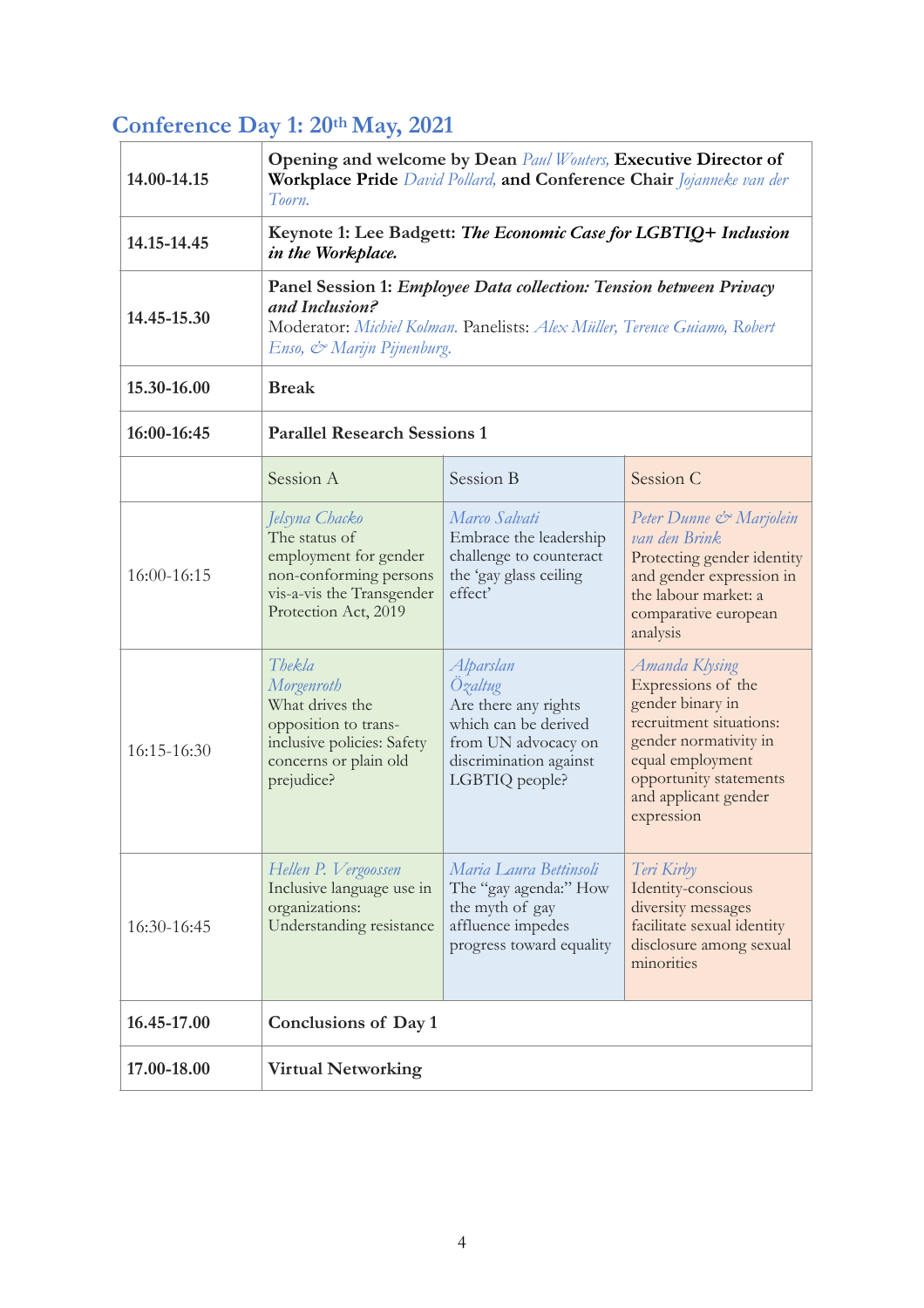## Conference Day 1: 20th May, 2021

| | | | |
|---|---|---|---|
| **14.00-14.15** | **Opening and welcome by Dean** *Paul Wouters,* **Executive Director of Workplace Pride** *David Pollard,* **and Conference Chair** *Jojanneke van der Toorn.* | | |
| **14.15-14.45** | **Keynote 1: Lee Badgett:** ***The Economic Case for LGBTIQ+ Inclusion in the Workplace.*** | | |
| **14.45-15.30** | **Panel Session 1:** ***Employee Data collection: Tension between Privacy and Inclusion?*** Moderator: *Michiel Kolman.* Panelists: *Alex Müller, Terence Guiamo, Robert Enso, & Marijn Pijnenburg.* | | |
| **15.30-16.00** | **Break** | | |
| **16:00-16:45** | **Parallel Research Sessions 1** | | |
| | Session A | Session B | Session C |
| 16:00-16:15 | *Jelsyna Chacko* The status of employment for gender non-conforming persons vis-a-vis the Transgender Protection Act, 2019 | *Marco Salvati* Embrace the leadership challenge to counteract the 'gay glass ceiling effect' | *Peter Dunne & Marjolein van den Brink* Protecting gender identity and gender expression in the labour market: a comparative european analysis |
| 16:15-16:30 | *Thekla Morgenroth* What drives the opposition to trans-inclusive policies: Safety concerns or plain old prejudice? | *Alparslan Özaltug* Are there any rights which can be derived from UN advocacy on discrimination against LGBTIQ people? | *Amanda Klysing* Expressions of the gender binary in recruitment situations: gender normativity in equal employment opportunity statements and applicant gender expression |
| 16:30-16:45 | *Hellen P. Vergoossen* Inclusive language use in organizations: Understanding resistance | *Maria Laura Bettinsoli* The "gay agenda:" How the myth of gay affluence impedes progress toward equality | *Teri Kirby* Identity-conscious diversity messages facilitate sexual identity disclosure among sexual minorities |
| **16.45-17.00** | **Conclusions of Day 1** | | |
| **17.00-18.00** | **Virtual Networking** | | |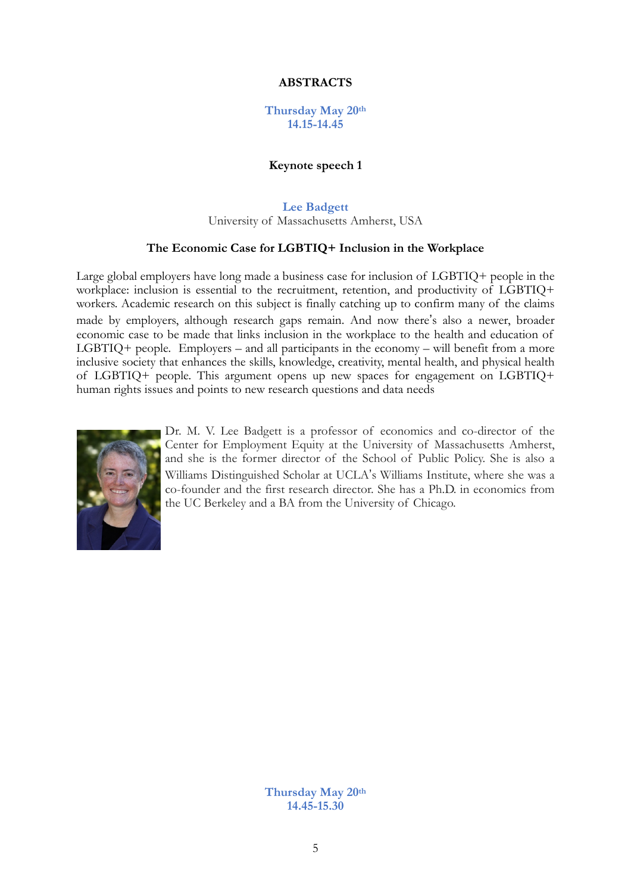# ABSTRACTS

**Thursday May 20th**
**14.15-14.45**

## Keynote speech 1

**Lee Badgett**
University of Massachusetts Amherst, USA

### The Economic Case for LGBTIQ+ Inclusion in the Workplace

Large global employers have long made a business case for inclusion of LGBTIQ+ people in the workplace: inclusion is essential to the recruitment, retention, and productivity of LGBTIQ+ workers. Academic research on this subject is finally catching up to confirm many of the claims made by employers, although research gaps remain. And now there's also a newer, broader economic case to be made that links inclusion in the workplace to the health and education of LGBTIQ+ people. Employers – and all participants in the economy – will benefit from a more inclusive society that enhances the skills, knowledge, creativity, mental health, and physical health of LGBTIQ+ people. This argument opens up new spaces for engagement on LGBTIQ+ human rights issues and points to new research questions and data needs

Dr. M. V. Lee Badgett is a professor of economics and co-director of the Center for Employment Equity at the University of Massachusetts Amherst, and she is the former director of the School of Public Policy. She is also a Williams Distinguished Scholar at UCLA's Williams Institute, where she was a co-founder and the first research director. She has a Ph.D. in economics from the UC Berkeley and a BA from the University of Chicago.

**Thursday May 20th**
**14.45-15.30**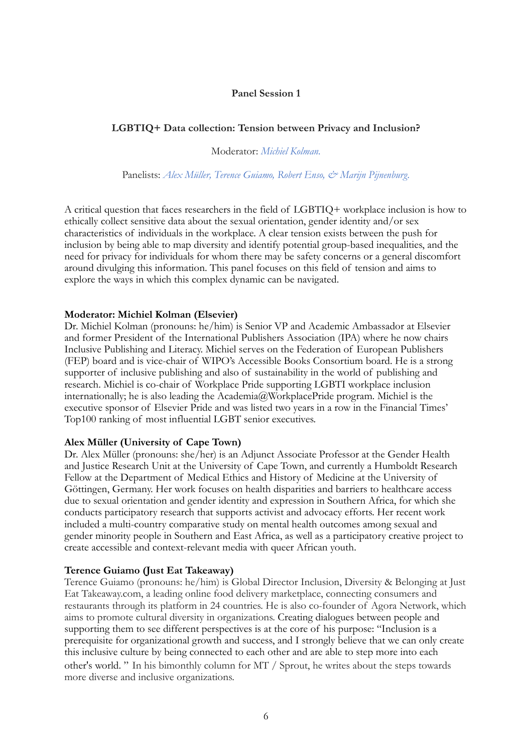## Panel Session 1

### LGBTIQ+ Data collection: Tension between Privacy and Inclusion?

Moderator: *Michiel Kolman.*

Panelists: *Alex Müller, Terence Guiamo, Robert Enso, & Marijn Pijnenburg.*

A critical question that faces researchers in the field of LGBTIQ+ workplace inclusion is how to ethically collect sensitive data about the sexual orientation, gender identity and/or sex characteristics of individuals in the workplace. A clear tension exists between the push for inclusion by being able to map diversity and identify potential group-based inequalities, and the need for privacy for individuals for whom there may be safety concerns or a general discomfort around divulging this information. This panel focuses on this field of tension and aims to explore the ways in which this complex dynamic can be navigated.

**Moderator: Michiel Kolman (Elsevier)**

Dr. Michiel Kolman (pronouns: he/him) is Senior VP and Academic Ambassador at Elsevier and former President of the International Publishers Association (IPA) where he now chairs Inclusive Publishing and Literacy. Michiel serves on the Federation of European Publishers (FEP) board and is vice-chair of WIPO's Accessible Books Consortium board. He is a strong supporter of inclusive publishing and also of sustainability in the world of publishing and research. Michiel is co-chair of Workplace Pride supporting LGBTI workplace inclusion internationally; he is also leading the Academia@WorkplacePride program. Michiel is the executive sponsor of Elsevier Pride and was listed two years in a row in the Financial Times' Top100 ranking of most influential LGBT senior executives.

**Alex Müller (University of Cape Town)**

Dr. Alex Müller (pronouns: she/her) is an Adjunct Associate Professor at the Gender Health and Justice Research Unit at the University of Cape Town, and currently a Humboldt Research Fellow at the Department of Medical Ethics and History of Medicine at the University of Göttingen, Germany. Her work focuses on health disparities and barriers to healthcare access due to sexual orientation and gender identity and expression in Southern Africa, for which she conducts participatory research that supports activist and advocacy efforts. Her recent work included a multi-country comparative study on mental health outcomes among sexual and gender minority people in Southern and East Africa, as well as a participatory creative project to create accessible and context-relevant media with queer African youth.

**Terence Guiamo (Just Eat Takeaway)**

Terence Guiamo (pronouns: he/him) is Global Director Inclusion, Diversity & Belonging at Just Eat Takeaway.com, a leading online food delivery marketplace, connecting consumers and restaurants through its platform in 24 countries. He is also co-founder of Agora Network, which aims to promote cultural diversity in organizations. Creating dialogues between people and supporting them to see different perspectives is at the core of his purpose: "Inclusion is a prerequisite for organizational growth and success, and I strongly believe that we can only create this inclusive culture by being connected to each other and are able to step more into each other's world. " In his bimonthly column for MT / Sprout, he writes about the steps towards more diverse and inclusive organizations.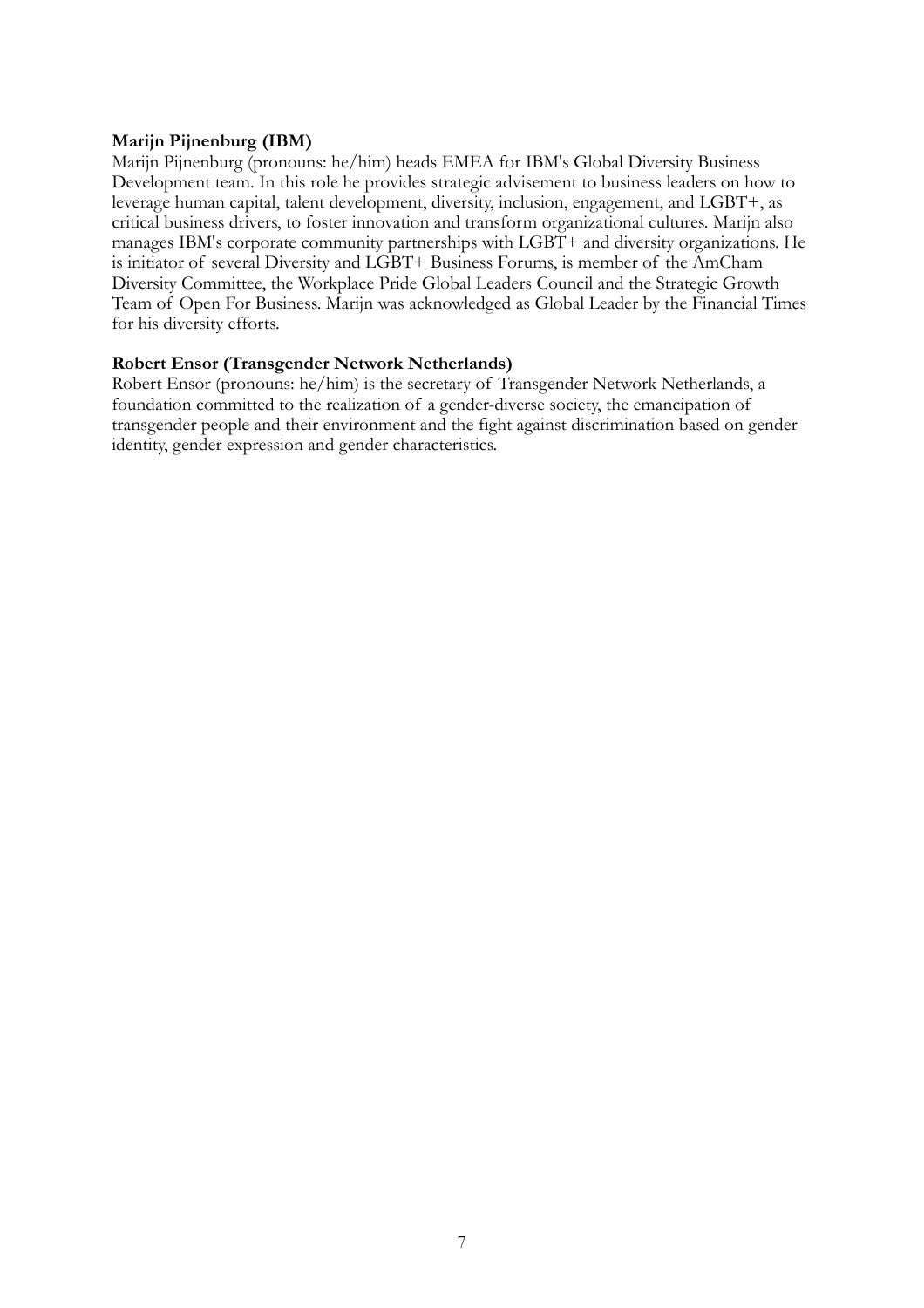**Marijn Pijnenburg (IBM)**
Marijn Pijnenburg (pronouns: he/him) heads EMEA for IBM's Global Diversity Business Development team. In this role he provides strategic advisement to business leaders on how to leverage human capital, talent development, diversity, inclusion, engagement, and LGBT+, as critical business drivers, to foster innovation and transform organizational cultures. Marijn also manages IBM's corporate community partnerships with LGBT+ and diversity organizations. He is initiator of several Diversity and LGBT+ Business Forums, is member of the AmCham Diversity Committee, the Workplace Pride Global Leaders Council and the Strategic Growth Team of Open For Business. Marijn was acknowledged as Global Leader by the Financial Times for his diversity efforts.

**Robert Ensor (Transgender Network Netherlands)**
Robert Ensor (pronouns: he/him) is the secretary of Transgender Network Netherlands, a foundation committed to the realization of a gender-diverse society, the emancipation of transgender people and their environment and the fight against discrimination based on gender identity, gender expression and gender characteristics.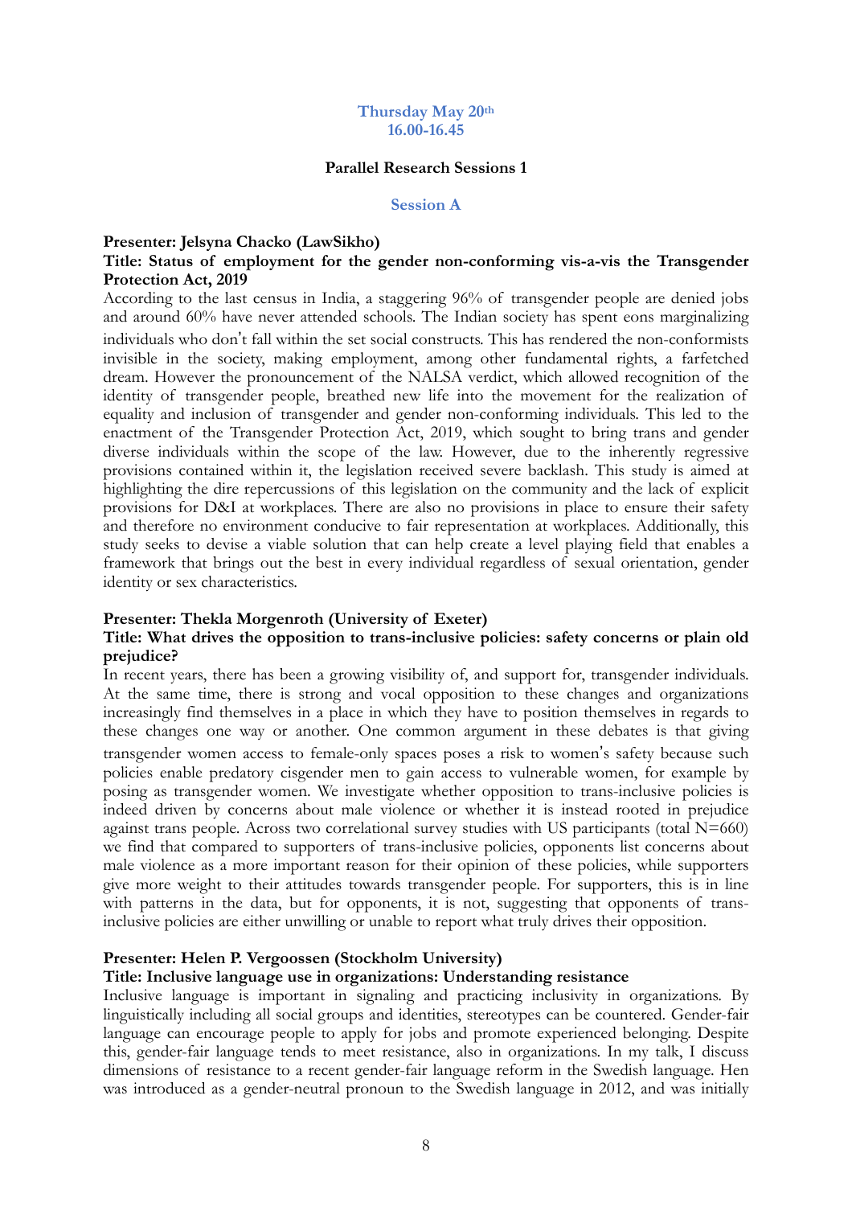**Thursday May 20th**
**16.00-16.45**

## Parallel Research Sessions 1

### Session A

**Presenter: Jelsyna Chacko (LawSikho)**
**Title: Status of employment for the gender non-conforming vis-a-vis the Transgender Protection Act, 2019**

According to the last census in India, a staggering 96% of transgender people are denied jobs and around 60% have never attended schools. The Indian society has spent eons marginalizing individuals who don't fall within the set social constructs. This has rendered the non-conformists invisible in the society, making employment, among other fundamental rights, a farfetched dream. However the pronouncement of the NALSA verdict, which allowed recognition of the identity of transgender people, breathed new life into the movement for the realization of equality and inclusion of transgender and gender non-conforming individuals. This led to the enactment of the Transgender Protection Act, 2019, which sought to bring trans and gender diverse individuals within the scope of the law. However, due to the inherently regressive provisions contained within it, the legislation received severe backlash. This study is aimed at highlighting the dire repercussions of this legislation on the community and the lack of explicit provisions for D&I at workplaces. There are also no provisions in place to ensure their safety and therefore no environment conducive to fair representation at workplaces. Additionally, this study seeks to devise a viable solution that can help create a level playing field that enables a framework that brings out the best in every individual regardless of sexual orientation, gender identity or sex characteristics.

**Presenter: Thekla Morgenroth (University of Exeter)**
**Title: What drives the opposition to trans-inclusive policies: safety concerns or plain old prejudice?**

In recent years, there has been a growing visibility of, and support for, transgender individuals. At the same time, there is strong and vocal opposition to these changes and organizations increasingly find themselves in a place in which they have to position themselves in regards to these changes one way or another. One common argument in these debates is that giving transgender women access to female-only spaces poses a risk to women's safety because such policies enable predatory cisgender men to gain access to vulnerable women, for example by posing as transgender women. We investigate whether opposition to trans-inclusive policies is indeed driven by concerns about male violence or whether it is instead rooted in prejudice against trans people. Across two correlational survey studies with US participants (total N=660) we find that compared to supporters of trans-inclusive policies, opponents list concerns about male violence as a more important reason for their opinion of these policies, while supporters give more weight to their attitudes towards transgender people. For supporters, this is in line with patterns in the data, but for opponents, it is not, suggesting that opponents of trans-inclusive policies are either unwilling or unable to report what truly drives their opposition.

**Presenter: Helen P. Vergoossen (Stockholm University)**
**Title: Inclusive language use in organizations: Understanding resistance**

Inclusive language is important in signaling and practicing inclusivity in organizations. By linguistically including all social groups and identities, stereotypes can be countered. Gender-fair language can encourage people to apply for jobs and promote experienced belonging. Despite this, gender-fair language tends to meet resistance, also in organizations. In my talk, I discuss dimensions of resistance to a recent gender-fair language reform in the Swedish language. Hen was introduced as a gender-neutral pronoun to the Swedish language in 2012, and was initially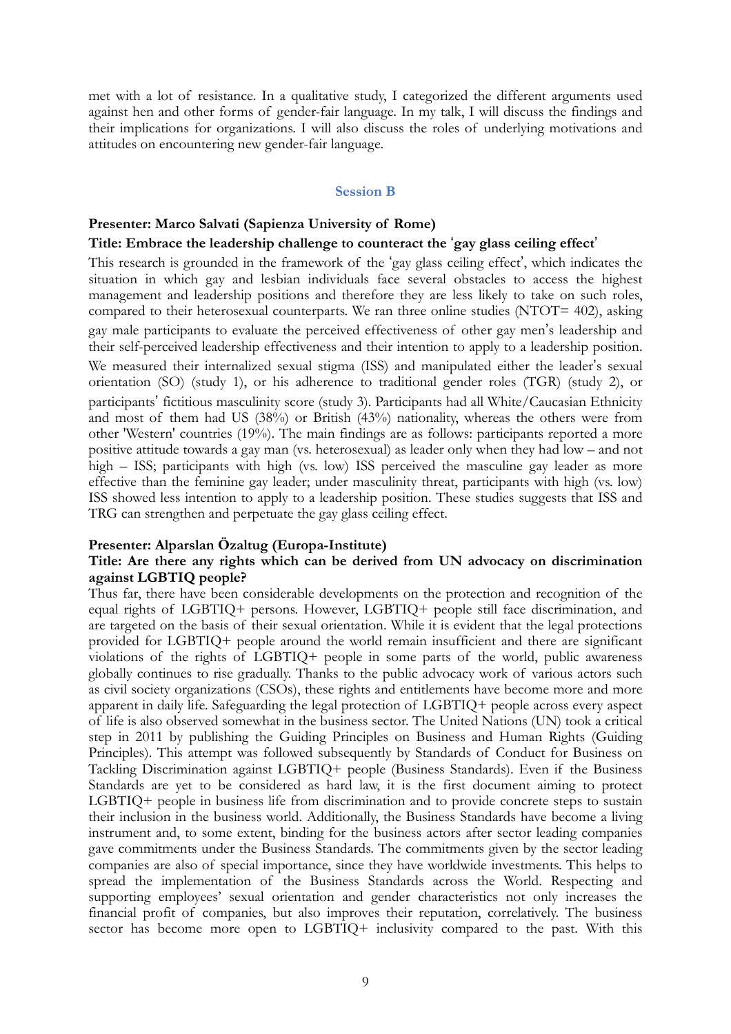met with a lot of resistance. In a qualitative study, I categorized the different arguments used against hen and other forms of gender-fair language. In my talk, I will discuss the findings and their implications for organizations. I will also discuss the roles of underlying motivations and attitudes on encountering new gender-fair language.

## Session B

**Presenter: Marco Salvati (Sapienza University of Rome)**

**Title: Embrace the leadership challenge to counteract the 'gay glass ceiling effect'**

This research is grounded in the framework of the 'gay glass ceiling effect', which indicates the situation in which gay and lesbian individuals face several obstacles to access the highest management and leadership positions and therefore they are less likely to take on such roles, compared to their heterosexual counterparts. We ran three online studies (NTOT= 402), asking gay male participants to evaluate the perceived effectiveness of other gay men's leadership and their self-perceived leadership effectiveness and their intention to apply to a leadership position. We measured their internalized sexual stigma (ISS) and manipulated either the leader's sexual orientation (SO) (study 1), or his adherence to traditional gender roles (TGR) (study 2), or participants' fictitious masculinity score (study 3). Participants had all White/Caucasian Ethnicity and most of them had US (38%) or British (43%) nationality, whereas the others were from other 'Western' countries (19%). The main findings are as follows: participants reported a more positive attitude towards a gay man (vs. heterosexual) as leader only when they had low – and not high – ISS; participants with high (vs. low) ISS perceived the masculine gay leader as more effective than the feminine gay leader; under masculinity threat, participants with high (vs. low) ISS showed less intention to apply to a leadership position. These studies suggests that ISS and TRG can strengthen and perpetuate the gay glass ceiling effect.

**Presenter: Alparslan Özaltug (Europa-Institute)**

**Title: Are there any rights which can be derived from UN advocacy on discrimination against LGBTIQ people?**

Thus far, there have been considerable developments on the protection and recognition of the equal rights of LGBTIQ+ persons. However, LGBTIQ+ people still face discrimination, and are targeted on the basis of their sexual orientation. While it is evident that the legal protections provided for LGBTIQ+ people around the world remain insufficient and there are significant violations of the rights of LGBTIQ+ people in some parts of the world, public awareness globally continues to rise gradually. Thanks to the public advocacy work of various actors such as civil society organizations (CSOs), these rights and entitlements have become more and more apparent in daily life. Safeguarding the legal protection of LGBTIQ+ people across every aspect of life is also observed somewhat in the business sector. The United Nations (UN) took a critical step in 2011 by publishing the Guiding Principles on Business and Human Rights (Guiding Principles). This attempt was followed subsequently by Standards of Conduct for Business on Tackling Discrimination against LGBTIQ+ people (Business Standards). Even if the Business Standards are yet to be considered as hard law, it is the first document aiming to protect LGBTIQ+ people in business life from discrimination and to provide concrete steps to sustain their inclusion in the business world. Additionally, the Business Standards have become a living instrument and, to some extent, binding for the business actors after sector leading companies gave commitments under the Business Standards. The commitments given by the sector leading companies are also of special importance, since they have worldwide investments. This helps to spread the implementation of the Business Standards across the World. Respecting and supporting employees' sexual orientation and gender characteristics not only increases the financial profit of companies, but also improves their reputation, correlatively. The business sector has become more open to LGBTIQ+ inclusivity compared to the past. With this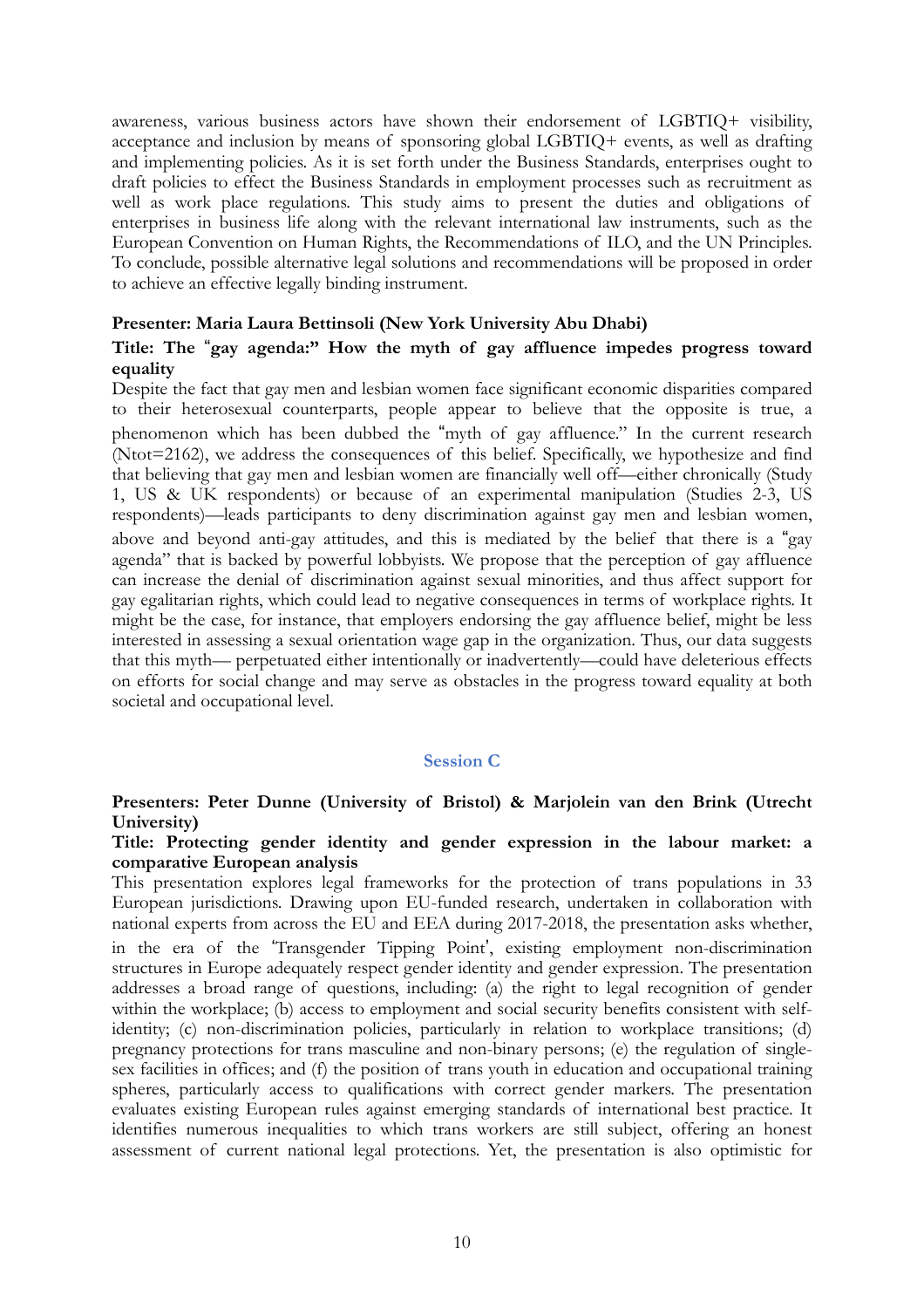awareness, various business actors have shown their endorsement of LGBTIQ+ visibility, acceptance and inclusion by means of sponsoring global LGBTIQ+ events, as well as drafting and implementing policies. As it is set forth under the Business Standards, enterprises ought to draft policies to effect the Business Standards in employment processes such as recruitment as well as work place regulations. This study aims to present the duties and obligations of enterprises in business life along with the relevant international law instruments, such as the European Convention on Human Rights, the Recommendations of ILO, and the UN Principles. To conclude, possible alternative legal solutions and recommendations will be proposed in order to achieve an effective legally binding instrument.

**Presenter: Maria Laura Bettinsoli (New York University Abu Dhabi)**

**Title: The "gay agenda:" How the myth of gay affluence impedes progress toward equality**

Despite the fact that gay men and lesbian women face significant economic disparities compared to their heterosexual counterparts, people appear to believe that the opposite is true, a phenomenon which has been dubbed the "myth of gay affluence." In the current research (Ntot=2162), we address the consequences of this belief. Specifically, we hypothesize and find that believing that gay men and lesbian women are financially well off—either chronically (Study 1, US & UK respondents) or because of an experimental manipulation (Studies 2-3, US respondents)—leads participants to deny discrimination against gay men and lesbian women, above and beyond anti-gay attitudes, and this is mediated by the belief that there is a "gay agenda" that is backed by powerful lobbyists. We propose that the perception of gay affluence can increase the denial of discrimination against sexual minorities, and thus affect support for gay egalitarian rights, which could lead to negative consequences in terms of workplace rights. It might be the case, for instance, that employers endorsing the gay affluence belief, might be less interested in assessing a sexual orientation wage gap in the organization. Thus, our data suggests that this myth— perpetuated either intentionally or inadvertently—could have deleterious effects on efforts for social change and may serve as obstacles in the progress toward equality at both societal and occupational level.

## Session C

**Presenters: Peter Dunne (University of Bristol) & Marjolein van den Brink (Utrecht University)**

**Title: Protecting gender identity and gender expression in the labour market: a comparative European analysis**

This presentation explores legal frameworks for the protection of trans populations in 33 European jurisdictions. Drawing upon EU-funded research, undertaken in collaboration with national experts from across the EU and EEA during 2017-2018, the presentation asks whether, in the era of the 'Transgender Tipping Point', existing employment non-discrimination structures in Europe adequately respect gender identity and gender expression. The presentation addresses a broad range of questions, including: (a) the right to legal recognition of gender within the workplace; (b) access to employment and social security benefits consistent with self-identity; (c) non-discrimination policies, particularly in relation to workplace transitions; (d) pregnancy protections for trans masculine and non-binary persons; (e) the regulation of single-sex facilities in offices; and (f) the position of trans youth in education and occupational training spheres, particularly access to qualifications with correct gender markers. The presentation evaluates existing European rules against emerging standards of international best practice. It identifies numerous inequalities to which trans workers are still subject, offering an honest assessment of current national legal protections. Yet, the presentation is also optimistic for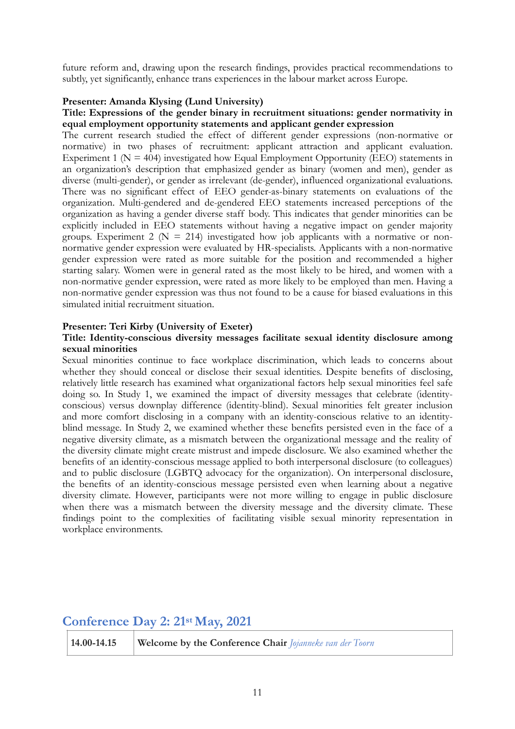future reform and, drawing upon the research findings, provides practical recommendations to subtly, yet significantly, enhance trans experiences in the labour market across Europe.

**Presenter: Amanda Klysing (Lund University)**

**Title: Expressions of the gender binary in recruitment situations: gender normativity in equal employment opportunity statements and applicant gender expression**

The current research studied the effect of different gender expressions (non-normative or normative) in two phases of recruitment: applicant attraction and applicant evaluation. Experiment 1 (N = 404) investigated how Equal Employment Opportunity (EEO) statements in an organization's description that emphasized gender as binary (women and men), gender as diverse (multi-gender), or gender as irrelevant (de-gender), influenced organizational evaluations. There was no significant effect of EEO gender-as-binary statements on evaluations of the organization. Multi-gendered and de-gendered EEO statements increased perceptions of the organization as having a gender diverse staff body. This indicates that gender minorities can be explicitly included in EEO statements without having a negative impact on gender majority groups. Experiment 2 (N = 214) investigated how job applicants with a normative or non-normative gender expression were evaluated by HR-specialists. Applicants with a non-normative gender expression were rated as more suitable for the position and recommended a higher starting salary. Women were in general rated as the most likely to be hired, and women with a non-normative gender expression, were rated as more likely to be employed than men. Having a non-normative gender expression was thus not found to be a cause for biased evaluations in this simulated initial recruitment situation.

**Presenter: Teri Kirby (University of Exeter)**

**Title: Identity-conscious diversity messages facilitate sexual identity disclosure among sexual minorities**

Sexual minorities continue to face workplace discrimination, which leads to concerns about whether they should conceal or disclose their sexual identities. Despite benefits of disclosing, relatively little research has examined what organizational factors help sexual minorities feel safe doing so. In Study 1, we examined the impact of diversity messages that celebrate (identity-conscious) versus downplay difference (identity-blind). Sexual minorities felt greater inclusion and more comfort disclosing in a company with an identity-conscious relative to an identity-blind message. In Study 2, we examined whether these benefits persisted even in the face of a negative diversity climate, as a mismatch between the organizational message and the reality of the diversity climate might create mistrust and impede disclosure. We also examined whether the benefits of an identity-conscious message applied to both interpersonal disclosure (to colleagues) and to public disclosure (LGBTQ advocacy for the organization). On interpersonal disclosure, the benefits of an identity-conscious message persisted even when learning about a negative diversity climate. However, participants were not more willing to engage in public disclosure when there was a mismatch between the diversity message and the diversity climate. These findings point to the complexities of facilitating visible sexual minority representation in workplace environments.

## Conference Day 2: 21st May, 2021

| 14.00-14.15 | **Welcome by the Conference Chair** *Jojanneke van der Toorn* |
|---|---|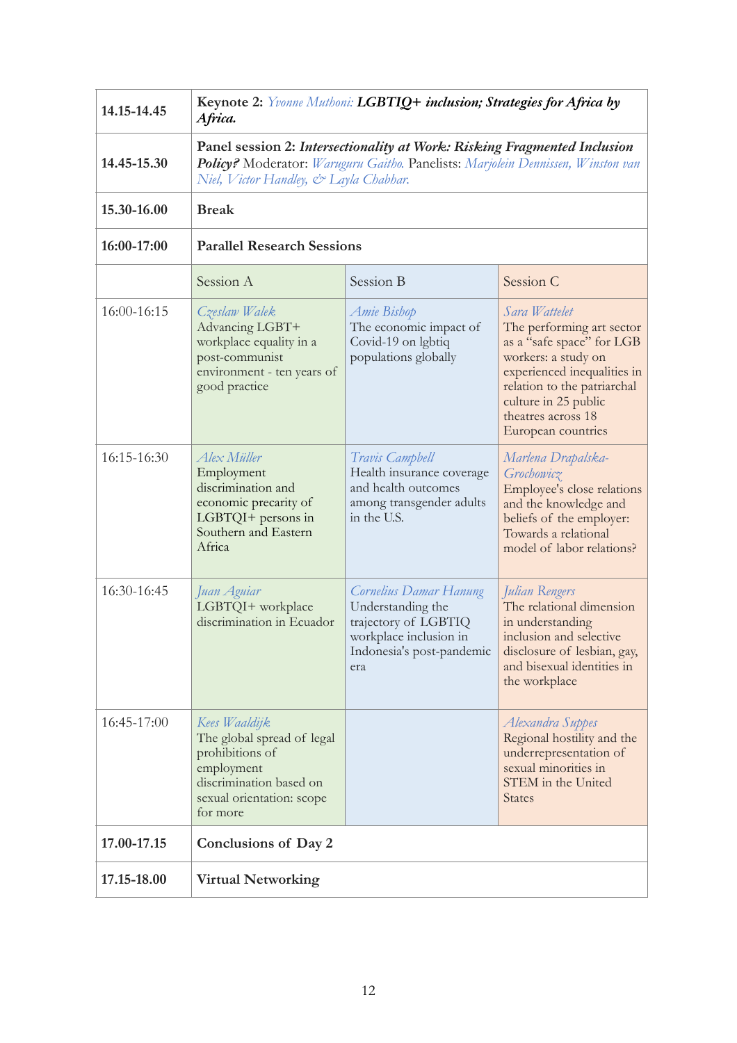| | | | |
|---|---|---|---|
| **14.15-14.45** | **Keynote 2:** *Yvonne Muthoni:* ***LGBTIQ+ inclusion; Strategies for Africa by Africa.*** | | |
| **14.45-15.30** | **Panel session 2:** ***Intersectionality at Work: Risking Fragmented Inclusion Policy?*** Moderator: *Waruguru Gaitho.* Panelists: *Marjolein Dennissen, Winston van Niel, Victor Handley, & Layla Chabbar.* | | |
| **15.30-16.00** | **Break** | | |
| **16:00-17:00** | **Parallel Research Sessions** | | |
| | Session A | Session B | Session C |
| 16:00-16:15 | *Czeslaw Walek* Advancing LGBT+ workplace equality in a post-communist environment - ten years of good practice | *Amie Bishop* The economic impact of Covid-19 on lgbtiq populations globally | *Sara Wattelet* The performing art sector as a "safe space" for LGB workers: a study on experienced inequalities in relation to the patriarchal culture in 25 public theatres across 18 European countries |
| 16:15-16:30 | *Alex Müller* Employment discrimination and economic precarity of LGBTQI+ persons in Southern and Eastern Africa | *Travis Campbell* Health insurance coverage and health outcomes among transgender adults in the U.S. | *Marlena Drapalska-Grochowicz* Employee's close relations and the knowledge and beliefs of the employer: Towards a relational model of labor relations? |
| 16:30-16:45 | *Juan Aguiar* LGBTQI+ workplace discrimination in Ecuador | *Cornelius Damar Hanung* Understanding the trajectory of LGBTIQ workplace inclusion in Indonesia's post-pandemic era | *Julian Rengers* The relational dimension in understanding inclusion and selective disclosure of lesbian, gay, and bisexual identities in the workplace |
| 16:45-17:00 | *Kees Waaldijk* The global spread of legal prohibitions of employment discrimination based on sexual orientation: scope for more | | *Alexandra Suppes* Regional hostility and the underrepresentation of sexual minorities in STEM in the United States |
| **17.00-17.15** | **Conclusions of Day 2** | | |
| **17.15-18.00** | **Virtual Networking** | | |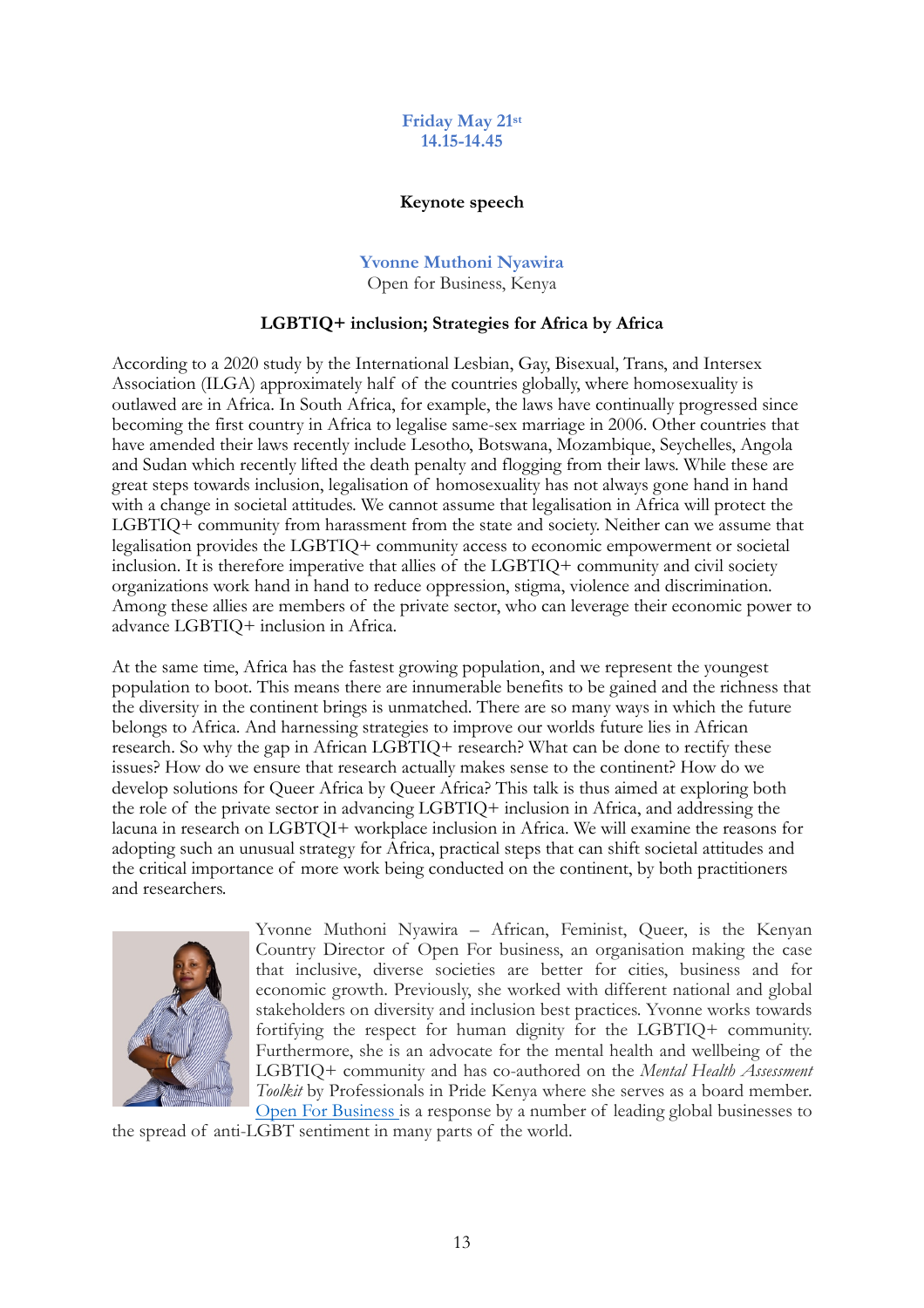**Friday May 21st**
**14.15-14.45**

**Keynote speech**

**Yvonne Muthoni Nyawira**
Open for Business, Kenya

**LGBTIQ+ inclusion; Strategies for Africa by Africa**

According to a 2020 study by the International Lesbian, Gay, Bisexual, Trans, and Intersex Association (ILGA) approximately half of the countries globally, where homosexuality is outlawed are in Africa. In South Africa, for example, the laws have continually progressed since becoming the first country in Africa to legalise same-sex marriage in 2006. Other countries that have amended their laws recently include Lesotho, Botswana, Mozambique, Seychelles, Angola and Sudan which recently lifted the death penalty and flogging from their laws. While these are great steps towards inclusion, legalisation of homosexuality has not always gone hand in hand with a change in societal attitudes. We cannot assume that legalisation in Africa will protect the LGBTIQ+ community from harassment from the state and society. Neither can we assume that legalisation provides the LGBTIQ+ community access to economic empowerment or societal inclusion. It is therefore imperative that allies of the LGBTIQ+ community and civil society organizations work hand in hand to reduce oppression, stigma, violence and discrimination. Among these allies are members of the private sector, who can leverage their economic power to advance LGBTIQ+ inclusion in Africa.

At the same time, Africa has the fastest growing population, and we represent the youngest population to boot. This means there are innumerable benefits to be gained and the richness that the diversity in the continent brings is unmatched. There are so many ways in which the future belongs to Africa. And harnessing strategies to improve our worlds future lies in African research. So why the gap in African LGBTIQ+ research? What can be done to rectify these issues? How do we ensure that research actually makes sense to the continent? How do we develop solutions for Queer Africa by Queer Africa? This talk is thus aimed at exploring both the role of the private sector in advancing LGBTIQ+ inclusion in Africa, and addressing the lacuna in research on LGBTQI+ workplace inclusion in Africa. We will examine the reasons for adopting such an unusual strategy for Africa, practical steps that can shift societal attitudes and the critical importance of more work being conducted on the continent, by both practitioners and researchers.

Yvonne Muthoni Nyawira – African, Feminist, Queer, is the Kenyan Country Director of Open For business, an organisation making the case that inclusive, diverse societies are better for cities, business and for economic growth. Previously, she worked with different national and global stakeholders on diversity and inclusion best practices. Yvonne works towards fortifying the respect for human dignity for the LGBTIQ+ community. Furthermore, she is an advocate for the mental health and wellbeing of the LGBTIQ+ community and has co-authored on the *Mental Health Assessment Toolkit* by Professionals in Pride Kenya where she serves as a board member. Open For Business is a response by a number of leading global businesses to the spread of anti-LGBT sentiment in many parts of the world.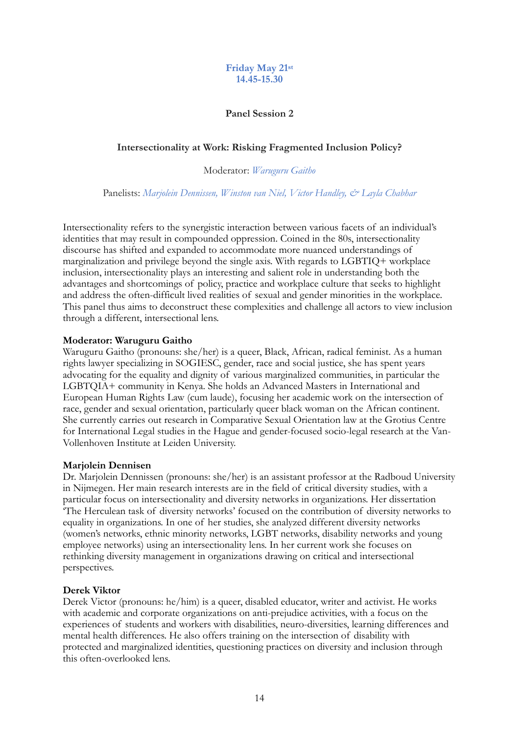**Friday May 21st**
**14.45-15.30**

**Panel Session 2**

**Intersectionality at Work: Risking Fragmented Inclusion Policy?**

Moderator: *Waruguru Gaitho*

Panelists: *Marjolein Dennissen, Winston van Niel, Victor Handley, & Layla Chabhar*

Intersectionality refers to the synergistic interaction between various facets of an individual's identities that may result in compounded oppression. Coined in the 80s, intersectionality discourse has shifted and expanded to accommodate more nuanced understandings of marginalization and privilege beyond the single axis. With regards to LGBTIQ+ workplace inclusion, intersectionality plays an interesting and salient role in understanding both the advantages and shortcomings of policy, practice and workplace culture that seeks to highlight and address the often-difficult lived realities of sexual and gender minorities in the workplace. This panel thus aims to deconstruct these complexities and challenge all actors to view inclusion through a different, intersectional lens.

**Moderator: Waruguru Gaitho**
Waruguru Gaitho (pronouns: she/her) is a queer, Black, African, radical feminist. As a human rights lawyer specializing in SOGIESC, gender, race and social justice, she has spent years advocating for the equality and dignity of various marginalized communities, in particular the LGBTQIA+ community in Kenya. She holds an Advanced Masters in International and European Human Rights Law (cum laude), focusing her academic work on the intersection of race, gender and sexual orientation, particularly queer black woman on the African continent. She currently carries out research in Comparative Sexual Orientation law at the Grotius Centre for International Legal studies in the Hague and gender-focused socio-legal research at the Van-Vollenhoven Institute at Leiden University.

**Marjolein Dennisen**
Dr. Marjolein Dennissen (pronouns: she/her) is an assistant professor at the Radboud University in Nijmegen. Her main research interests are in the field of critical diversity studies, with a particular focus on intersectionality and diversity networks in organizations. Her dissertation 'The Herculean task of diversity networks' focused on the contribution of diversity networks to equality in organizations. In one of her studies, she analyzed different diversity networks (women's networks, ethnic minority networks, LGBT networks, disability networks and young employee networks) using an intersectionality lens. In her current work she focuses on rethinking diversity management in organizations drawing on critical and intersectional perspectives.

**Derek Viktor**
Derek Victor (pronouns: he/him) is a queer, disabled educator, writer and activist. He works with academic and corporate organizations on anti-prejudice activities, with a focus on the experiences of students and workers with disabilities, neuro-diversities, learning differences and mental health differences. He also offers training on the intersection of disability with protected and marginalized identities, questioning practices on diversity and inclusion through this often-overlooked lens.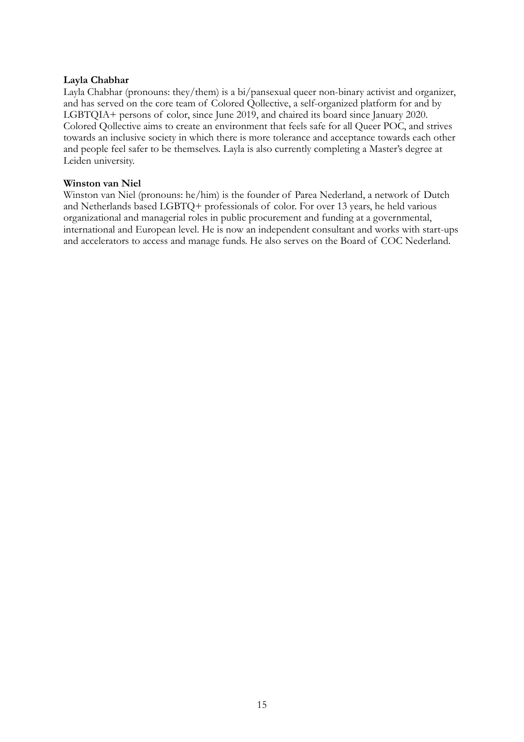**Layla Chabhar**
Layla Chabhar (pronouns: they/them) is a bi/pansexual queer non-binary activist and organizer, and has served on the core team of Colored Qollective, a self-organized platform for and by LGBTQIA+ persons of color, since June 2019, and chaired its board since January 2020. Colored Qollective aims to create an environment that feels safe for all Queer POC, and strives towards an inclusive society in which there is more tolerance and acceptance towards each other and people feel safer to be themselves. Layla is also currently completing a Master's degree at Leiden university.

**Winston van Niel**
Winston van Niel (pronouns: he/him) is the founder of Parea Nederland, a network of Dutch and Netherlands based LGBTQ+ professionals of color. For over 13 years, he held various organizational and managerial roles in public procurement and funding at a governmental, international and European level. He is now an independent consultant and works with start-ups and accelerators to access and manage funds. He also serves on the Board of COC Nederland.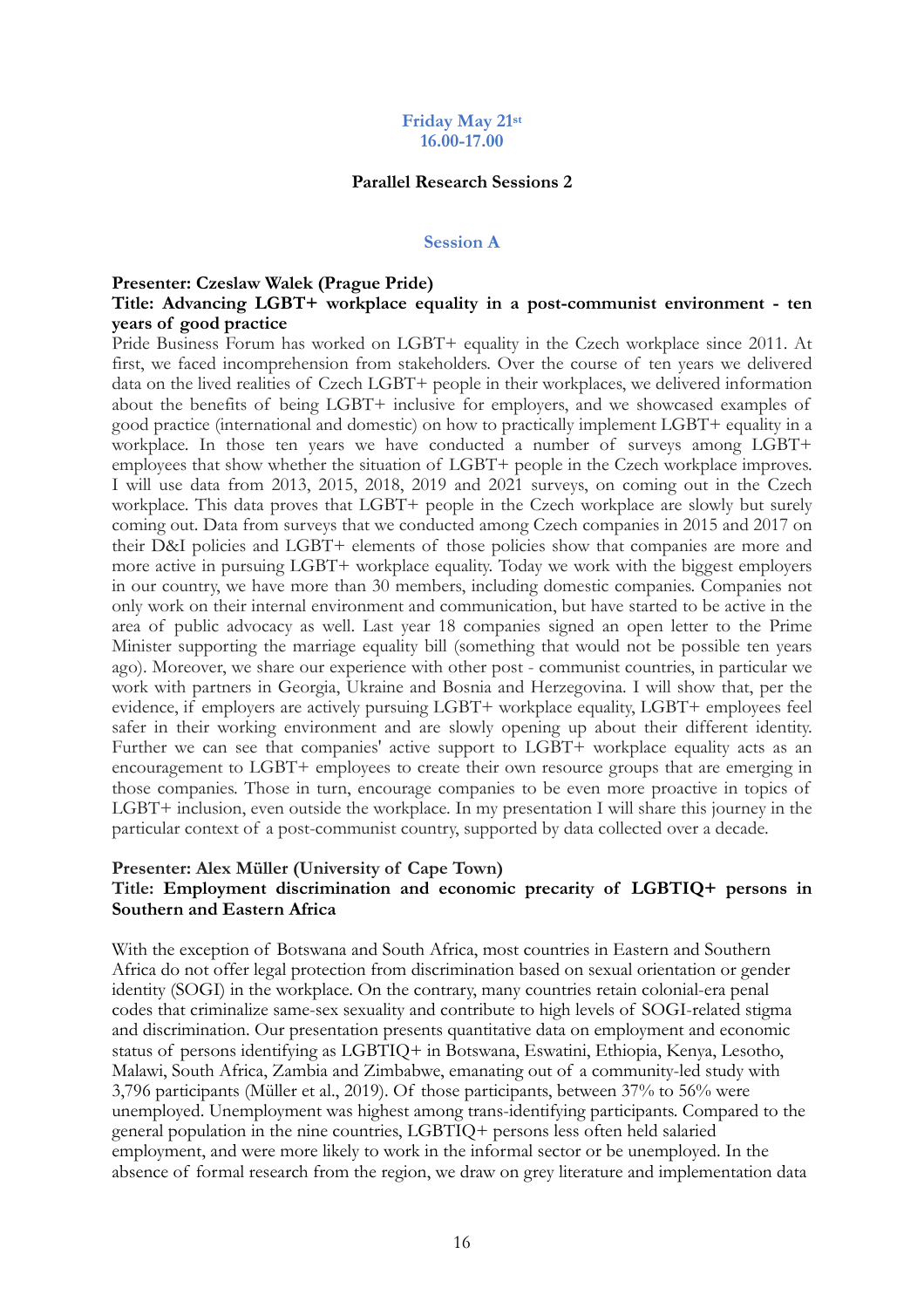**Friday May 21st**
**16.00-17.00**

**Parallel Research Sessions 2**

## Session A

**Presenter: Czeslaw Walek (Prague Pride)**
**Title: Advancing LGBT+ workplace equality in a post-communist environment - ten years of good practice**

Pride Business Forum has worked on LGBT+ equality in the Czech workplace since 2011. At first, we faced incomprehension from stakeholders. Over the course of ten years we delivered data on the lived realities of Czech LGBT+ people in their workplaces, we delivered information about the benefits of being LGBT+ inclusive for employers, and we showcased examples of good practice (international and domestic) on how to practically implement LGBT+ equality in a workplace. In those ten years we have conducted a number of surveys among LGBT+ employees that show whether the situation of LGBT+ people in the Czech workplace improves. I will use data from 2013, 2015, 2018, 2019 and 2021 surveys, on coming out in the Czech workplace. This data proves that LGBT+ people in the Czech workplace are slowly but surely coming out. Data from surveys that we conducted among Czech companies in 2015 and 2017 on their D&I policies and LGBT+ elements of those policies show that companies are more and more active in pursuing LGBT+ workplace equality. Today we work with the biggest employers in our country, we have more than 30 members, including domestic companies. Companies not only work on their internal environment and communication, but have started to be active in the area of public advocacy as well. Last year 18 companies signed an open letter to the Prime Minister supporting the marriage equality bill (something that would not be possible ten years ago). Moreover, we share our experience with other post - communist countries, in particular we work with partners in Georgia, Ukraine and Bosnia and Herzegovina. I will show that, per the evidence, if employers are actively pursuing LGBT+ workplace equality, LGBT+ employees feel safer in their working environment and are slowly opening up about their different identity. Further we can see that companies' active support to LGBT+ workplace equality acts as an encouragement to LGBT+ employees to create their own resource groups that are emerging in those companies. Those in turn, encourage companies to be even more proactive in topics of LGBT+ inclusion, even outside the workplace. In my presentation I will share this journey in the particular context of a post-communist country, supported by data collected over a decade.

**Presenter: Alex Müller (University of Cape Town)**
**Title: Employment discrimination and economic precarity of LGBTIQ+ persons in Southern and Eastern Africa**

With the exception of Botswana and South Africa, most countries in Eastern and Southern Africa do not offer legal protection from discrimination based on sexual orientation or gender identity (SOGI) in the workplace. On the contrary, many countries retain colonial-era penal codes that criminalize same-sex sexuality and contribute to high levels of SOGI-related stigma and discrimination. Our presentation presents quantitative data on employment and economic status of persons identifying as LGBTIQ+ in Botswana, Eswatini, Ethiopia, Kenya, Lesotho, Malawi, South Africa, Zambia and Zimbabwe, emanating out of a community-led study with 3,796 participants (Müller et al., 2019). Of those participants, between 37% to 56% were unemployed. Unemployment was highest among trans-identifying participants. Compared to the general population in the nine countries, LGBTIQ+ persons less often held salaried employment, and were more likely to work in the informal sector or be unemployed. In the absence of formal research from the region, we draw on grey literature and implementation data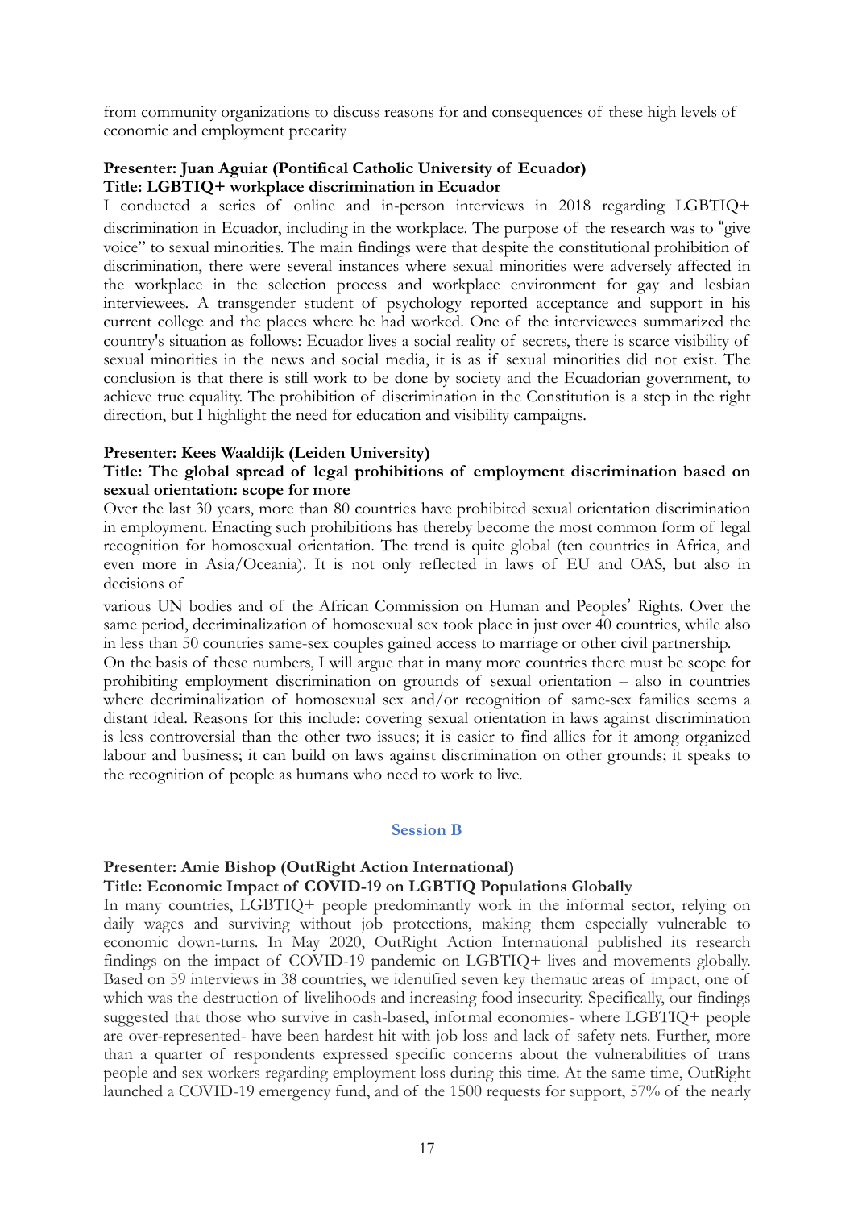from community organizations to discuss reasons for and consequences of these high levels of economic and employment precarity

**Presenter: Juan Aguiar (Pontifical Catholic University of Ecuador)**
**Title: LGBTIQ+ workplace discrimination in Ecuador**

I conducted a series of online and in-person interviews in 2018 regarding LGBTIQ+ discrimination in Ecuador, including in the workplace. The purpose of the research was to "give voice" to sexual minorities. The main findings were that despite the constitutional prohibition of discrimination, there were several instances where sexual minorities were adversely affected in the workplace in the selection process and workplace environment for gay and lesbian interviewees. A transgender student of psychology reported acceptance and support in his current college and the places where he had worked. One of the interviewees summarized the country's situation as follows: Ecuador lives a social reality of secrets, there is scarce visibility of sexual minorities in the news and social media, it is as if sexual minorities did not exist. The conclusion is that there is still work to be done by society and the Ecuadorian government, to achieve true equality. The prohibition of discrimination in the Constitution is a step in the right direction, but I highlight the need for education and visibility campaigns.

**Presenter: Kees Waaldijk (Leiden University)**
**Title: The global spread of legal prohibitions of employment discrimination based on sexual orientation: scope for more**

Over the last 30 years, more than 80 countries have prohibited sexual orientation discrimination in employment. Enacting such prohibitions has thereby become the most common form of legal recognition for homosexual orientation. The trend is quite global (ten countries in Africa, and even more in Asia/Oceania). It is not only reflected in laws of EU and OAS, but also in decisions of

various UN bodies and of the African Commission on Human and Peoples' Rights. Over the same period, decriminalization of homosexual sex took place in just over 40 countries, while also in less than 50 countries same-sex couples gained access to marriage or other civil partnership.

On the basis of these numbers, I will argue that in many more countries there must be scope for prohibiting employment discrimination on grounds of sexual orientation – also in countries where decriminalization of homosexual sex and/or recognition of same-sex families seems a distant ideal. Reasons for this include: covering sexual orientation in laws against discrimination is less controversial than the other two issues; it is easier to find allies for it among organized labour and business; it can build on laws against discrimination on other grounds; it speaks to the recognition of people as humans who need to work to live.

## Session B

**Presenter: Amie Bishop (OutRight Action International)**
**Title: Economic Impact of COVID-19 on LGBTIQ Populations Globally**

In many countries, LGBTIQ+ people predominantly work in the informal sector, relying on daily wages and surviving without job protections, making them especially vulnerable to economic down-turns. In May 2020, OutRight Action International published its research findings on the impact of COVID-19 pandemic on LGBTIQ+ lives and movements globally. Based on 59 interviews in 38 countries, we identified seven key thematic areas of impact, one of which was the destruction of livelihoods and increasing food insecurity. Specifically, our findings suggested that those who survive in cash-based, informal economies- where LGBTIQ+ people are over-represented- have been hardest hit with job loss and lack of safety nets. Further, more than a quarter of respondents expressed specific concerns about the vulnerabilities of trans people and sex workers regarding employment loss during this time. At the same time, OutRight launched a COVID-19 emergency fund, and of the 1500 requests for support, 57% of the nearly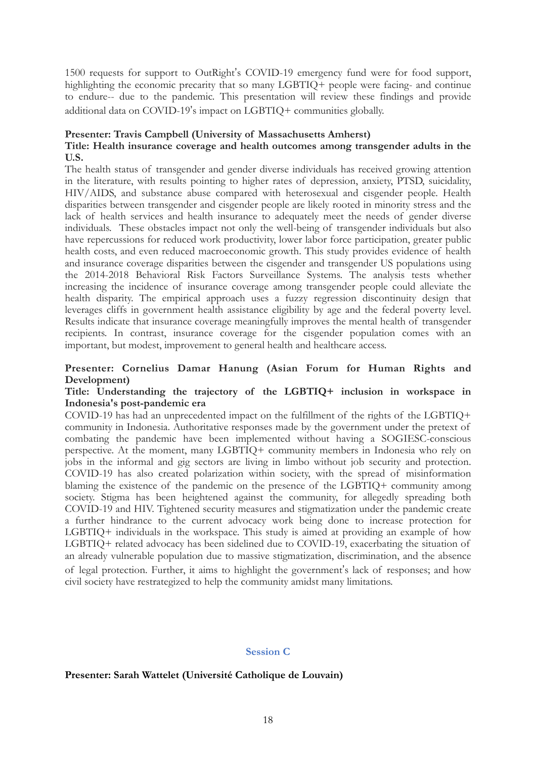1500 requests for support to OutRight's COVID-19 emergency fund were for food support, highlighting the economic precarity that so many LGBTIQ+ people were facing- and continue to endure-- due to the pandemic. This presentation will review these findings and provide additional data on COVID-19's impact on LGBTIQ+ communities globally.

**Presenter: Travis Campbell (University of Massachusetts Amherst)**
**Title: Health insurance coverage and health outcomes among transgender adults in the U.S.**

The health status of transgender and gender diverse individuals has received growing attention in the literature, with results pointing to higher rates of depression, anxiety, PTSD, suicidality, HIV/AIDS, and substance abuse compared with heterosexual and cisgender people. Health disparities between transgender and cisgender people are likely rooted in minority stress and the lack of health services and health insurance to adequately meet the needs of gender diverse individuals. These obstacles impact not only the well-being of transgender individuals but also have repercussions for reduced work productivity, lower labor force participation, greater public health costs, and even reduced macroeconomic growth. This study provides evidence of health and insurance coverage disparities between the cisgender and transgender US populations using the 2014-2018 Behavioral Risk Factors Surveillance Systems. The analysis tests whether increasing the incidence of insurance coverage among transgender people could alleviate the health disparity. The empirical approach uses a fuzzy regression discontinuity design that leverages cliffs in government health assistance eligibility by age and the federal poverty level. Results indicate that insurance coverage meaningfully improves the mental health of transgender recipients. In contrast, insurance coverage for the cisgender population comes with an important, but modest, improvement to general health and healthcare access.

**Presenter: Cornelius Damar Hanung (Asian Forum for Human Rights and Development)**
**Title: Understanding the trajectory of the LGBTIQ+ inclusion in workspace in Indonesia's post-pandemic era**

COVID-19 has had an unprecedented impact on the fulfillment of the rights of the LGBTIQ+ community in Indonesia. Authoritative responses made by the government under the pretext of combating the pandemic have been implemented without having a SOGIESC-conscious perspective. At the moment, many LGBTIQ+ community members in Indonesia who rely on jobs in the informal and gig sectors are living in limbo without job security and protection. COVID-19 has also created polarization within society, with the spread of misinformation blaming the existence of the pandemic on the presence of the LGBTIQ+ community among society. Stigma has been heightened against the community, for allegedly spreading both COVID-19 and HIV. Tightened security measures and stigmatization under the pandemic create a further hindrance to the current advocacy work being done to increase protection for LGBTIQ+ individuals in the workspace. This study is aimed at providing an example of how LGBTIQ+ related advocacy has been sidelined due to COVID-19, exacerbating the situation of an already vulnerable population due to massive stigmatization, discrimination, and the absence of legal protection. Further, it aims to highlight the government's lack of responses; and how civil society have restrategized to help the community amidst many limitations.

## Session C

**Presenter: Sarah Wattelet (Université Catholique de Louvain)**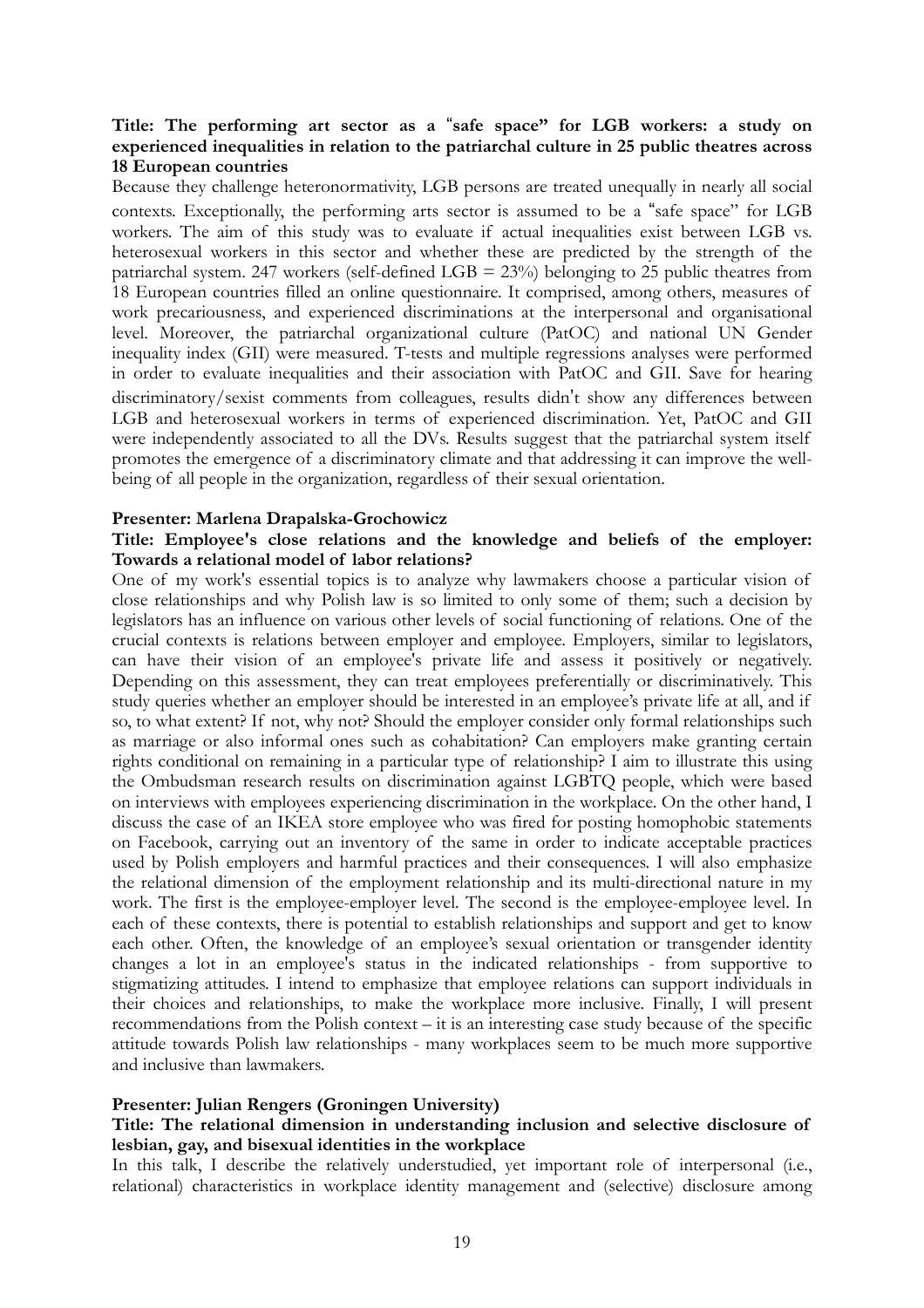**Title: The performing art sector as a "safe space" for LGB workers: a study on experienced inequalities in relation to the patriarchal culture in 25 public theatres across 18 European countries**

Because they challenge heteronormativity, LGB persons are treated unequally in nearly all social contexts. Exceptionally, the performing arts sector is assumed to be a "safe space" for LGB workers. The aim of this study was to evaluate if actual inequalities exist between LGB vs. heterosexual workers in this sector and whether these are predicted by the strength of the patriarchal system. 247 workers (self-defined LGB = 23%) belonging to 25 public theatres from 18 European countries filled an online questionnaire. It comprised, among others, measures of work precariousness, and experienced discriminations at the interpersonal and organisational level. Moreover, the patriarchal organizational culture (PatOC) and national UN Gender inequality index (GII) were measured. T-tests and multiple regressions analyses were performed in order to evaluate inequalities and their association with PatOC and GII. Save for hearing discriminatory/sexist comments from colleagues, results didn't show any differences between LGB and heterosexual workers in terms of experienced discrimination. Yet, PatOC and GII were independently associated to all the DVs. Results suggest that the patriarchal system itself promotes the emergence of a discriminatory climate and that addressing it can improve the well-being of all people in the organization, regardless of their sexual orientation.

**Presenter: Marlena Drapalska-Grochowicz**

**Title: Employee's close relations and the knowledge and beliefs of the employer: Towards a relational model of labor relations?**

One of my work's essential topics is to analyze why lawmakers choose a particular vision of close relationships and why Polish law is so limited to only some of them; such a decision by legislators has an influence on various other levels of social functioning of relations. One of the crucial contexts is relations between employer and employee. Employers, similar to legislators, can have their vision of an employee's private life and assess it positively or negatively. Depending on this assessment, they can treat employees preferentially or discriminatively. This study queries whether an employer should be interested in an employee's private life at all, and if so, to what extent? If not, why not? Should the employer consider only formal relationships such as marriage or also informal ones such as cohabitation? Can employers make granting certain rights conditional on remaining in a particular type of relationship? I aim to illustrate this using the Ombudsman research results on discrimination against LGBTQ people, which were based on interviews with employees experiencing discrimination in the workplace. On the other hand, I discuss the case of an IKEA store employee who was fired for posting homophobic statements on Facebook, carrying out an inventory of the same in order to indicate acceptable practices used by Polish employers and harmful practices and their consequences. I will also emphasize the relational dimension of the employment relationship and its multi-directional nature in my work. The first is the employee-employer level. The second is the employee-employee level. In each of these contexts, there is potential to establish relationships and support and get to know each other. Often, the knowledge of an employee's sexual orientation or transgender identity changes a lot in an employee's status in the indicated relationships - from supportive to stigmatizing attitudes. I intend to emphasize that employee relations can support individuals in their choices and relationships, to make the workplace more inclusive. Finally, I will present recommendations from the Polish context – it is an interesting case study because of the specific attitude towards Polish law relationships - many workplaces seem to be much more supportive and inclusive than lawmakers.

**Presenter: Julian Rengers (Groningen University)**

**Title: The relational dimension in understanding inclusion and selective disclosure of lesbian, gay, and bisexual identities in the workplace**

In this talk, I describe the relatively understudied, yet important role of interpersonal (i.e., relational) characteristics in workplace identity management and (selective) disclosure among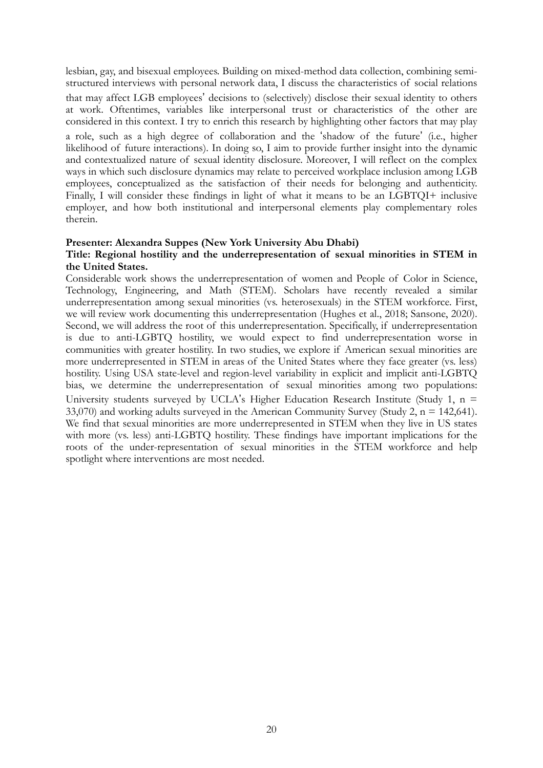lesbian, gay, and bisexual employees. Building on mixed-method data collection, combining semi-structured interviews with personal network data, I discuss the characteristics of social relations that may affect LGB employees' decisions to (selectively) disclose their sexual identity to others at work. Oftentimes, variables like interpersonal trust or characteristics of the other are considered in this context. I try to enrich this research by highlighting other factors that may play a role, such as a high degree of collaboration and the 'shadow of the future' (i.e., higher likelihood of future interactions). In doing so, I aim to provide further insight into the dynamic and contextualized nature of sexual identity disclosure. Moreover, I will reflect on the complex ways in which such disclosure dynamics may relate to perceived workplace inclusion among LGB employees, conceptualized as the satisfaction of their needs for belonging and authenticity. Finally, I will consider these findings in light of what it means to be an LGBTQI+ inclusive employer, and how both institutional and interpersonal elements play complementary roles therein.

**Presenter: Alexandra Suppes (New York University Abu Dhabi)**

**Title: Regional hostility and the underrepresentation of sexual minorities in STEM in the United States.**

Considerable work shows the underrepresentation of women and People of Color in Science, Technology, Engineering, and Math (STEM). Scholars have recently revealed a similar underrepresentation among sexual minorities (vs. heterosexuals) in the STEM workforce. First, we will review work documenting this underrepresentation (Hughes et al., 2018; Sansone, 2020). Second, we will address the root of this underrepresentation. Specifically, if underrepresentation is due to anti-LGBTQ hostility, we would expect to find underrepresentation worse in communities with greater hostility. In two studies, we explore if American sexual minorities are more underrepresented in STEM in areas of the United States where they face greater (vs. less) hostility. Using USA state-level and region-level variability in explicit and implicit anti-LGBTQ bias, we determine the underrepresentation of sexual minorities among two populations: University students surveyed by UCLA's Higher Education Research Institute (Study 1, $n = 33{,}070$) and working adults surveyed in the American Community Survey (Study 2, $n = 142{,}641$). We find that sexual minorities are more underrepresented in STEM when they live in US states with more (vs. less) anti-LGBTQ hostility. These findings have important implications for the roots of the under-representation of sexual minorities in the STEM workforce and help spotlight where interventions are most needed.